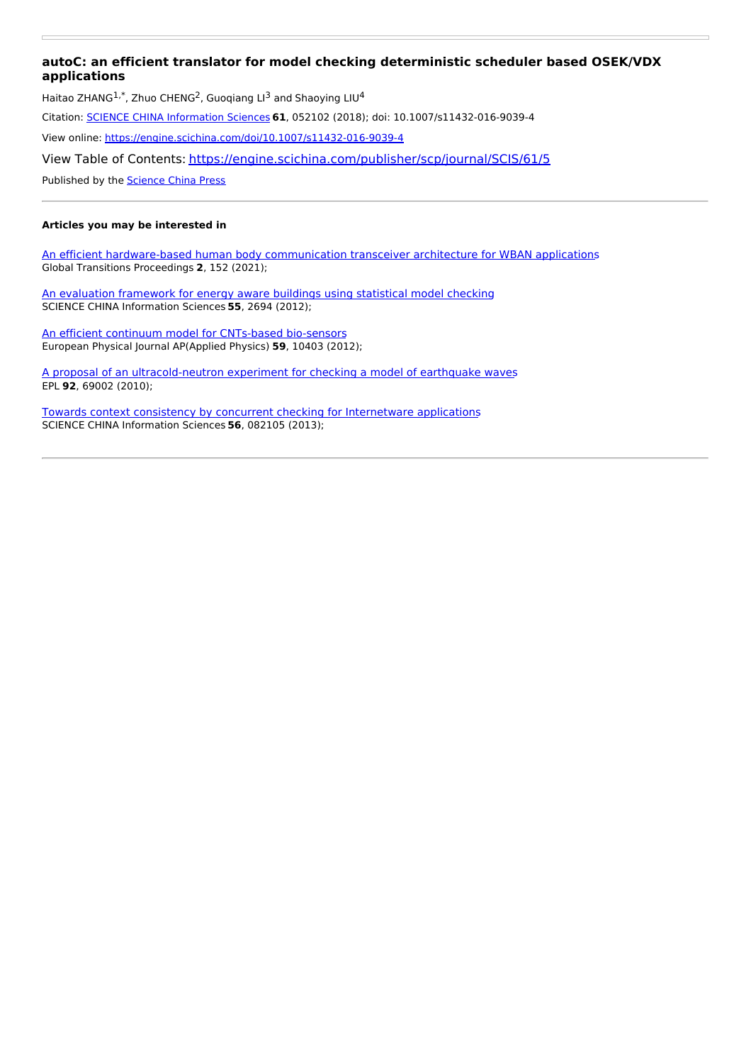# autoC: an efficient translator for model checking deterministic scheduler based OSEK/VDX applications

Haitao ZHANG[1,*], Zhuo CHENG[2], Guoqiang LI[3] and Shaoying LIU[4]

Citation: SCIENCE CHINA Information Sciences **61**, 052102 (2018); doi: 10.1007/s11432-016-9039-4

View online: https://engine.scichina.com/doi/10.1007/s11432-016-9039-4

View Table of Contents: https://engine.scichina.com/publisher/scp/journal/SCIS/61/5

Published by the Science China Press

---

**Articles you may be interested in**

An efficient hardware-based human body communication transceiver architecture for WBAN applications
Global Transitions Proceedings **2**, 152 (2021);

An evaluation framework for energy aware buildings using statistical model checking
SCIENCE CHINA Information Sciences **55**, 2694 (2012);

An efficient continuum model for CNTs-based bio-sensors
European Physical Journal AP(Applied Physics) **59**, 10403 (2012);

A proposal of an ultracold-neutron experiment for checking a model of earthquake waves
EPL **92**, 69002 (2010);

Towards context consistency by concurrent checking for Internetware applications
SCIENCE CHINA Information Sciences **56**, 082105 (2013);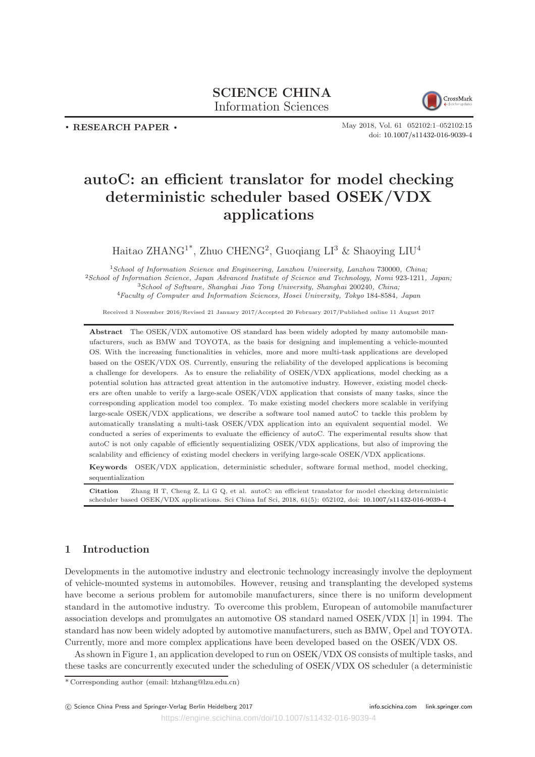# autoC: an efficient translator for model checking deterministic scheduler based OSEK/VDX applications

Haitao ZHANG[1*], Zhuo CHENG[2], Guoqiang LI[3] & Shaoying LIU[4]

[1]*School of Information Science and Engineering, Lanzhou University, Lanzhou* 730000*, China;*
[2]*School of Information Science, Japan Advanced Institute of Science and Technology, Nomi* 923-1211*, Japan;*
[3]*School of Software, Shanghai Jiao Tong University, Shanghai* 200240*, China;*
[4]*Faculty of Computer and Information Sciences, Hosei University, Tokyo* 184-8584*, Japan*

Received 3 November 2016/Revised 21 January 2017/Accepted 20 February 2017/Published online 11 August 2017

**Abstract** The OSEK/VDX automotive OS standard has been widely adopted by many automobile manufacturers, such as BMW and TOYOTA, as the basis for designing and implementing a vehicle-mounted OS. With the increasing functionalities in vehicles, more and more multi-task applications are developed based on the OSEK/VDX OS. Currently, ensuring the reliability of the developed applications is becoming a challenge for developers. As to ensure the reliability of OSEK/VDX applications, model checking as a potential solution has attracted great attention in the automotive industry. However, existing model checkers are often unable to verify a large-scale OSEK/VDX application that consists of many tasks, since the corresponding application model too complex. To make existing model checkers more scalable in verifying large-scale OSEK/VDX applications, we describe a software tool named autoC to tackle this problem by automatically translating a multi-task OSEK/VDX application into an equivalent sequential model. We conducted a series of experiments to evaluate the efficiency of autoC. The experimental results show that autoC is not only capable of efficiently sequentializing OSEK/VDX applications, but also of improving the scalability and efficiency of existing model checkers in verifying large-scale OSEK/VDX applications.

**Keywords** OSEK/VDX application, deterministic scheduler, software formal method, model checking, sequentialization

**Citation** Zhang H T, Cheng Z, Li G Q, et al. autoC: an efficient translator for model checking deterministic scheduler based OSEK/VDX applications. Sci China Inf Sci, 2018, 61(5): 052102, doi: 10.1007/s11432-016-9039-4

## 1 Introduction

Developments in the automotive industry and electronic technology increasingly involve the deployment of vehicle-mounted systems in automobiles. However, reusing and transplanting the developed systems have become a serious problem for automobile manufacturers, since there is no uniform development standard in the automotive industry. To overcome this problem, European of automobile manufacturer association develops and promulgates an automotive OS standard named OSEK/VDX [1] in 1994. The standard has now been widely adopted by automotive manufacturers, such as BMW, Opel and TOYOTA. Currently, more and more complex applications have been developed based on the OSEK/VDX OS.

As shown in Figure 1, an application developed to run on OSEK/VDX OS consists of multiple tasks, and these tasks are concurrently executed under the scheduling of OSEK/VDX OS scheduler (a deterministic

\* Corresponding author (email: htzhang@lzu.edu.cn)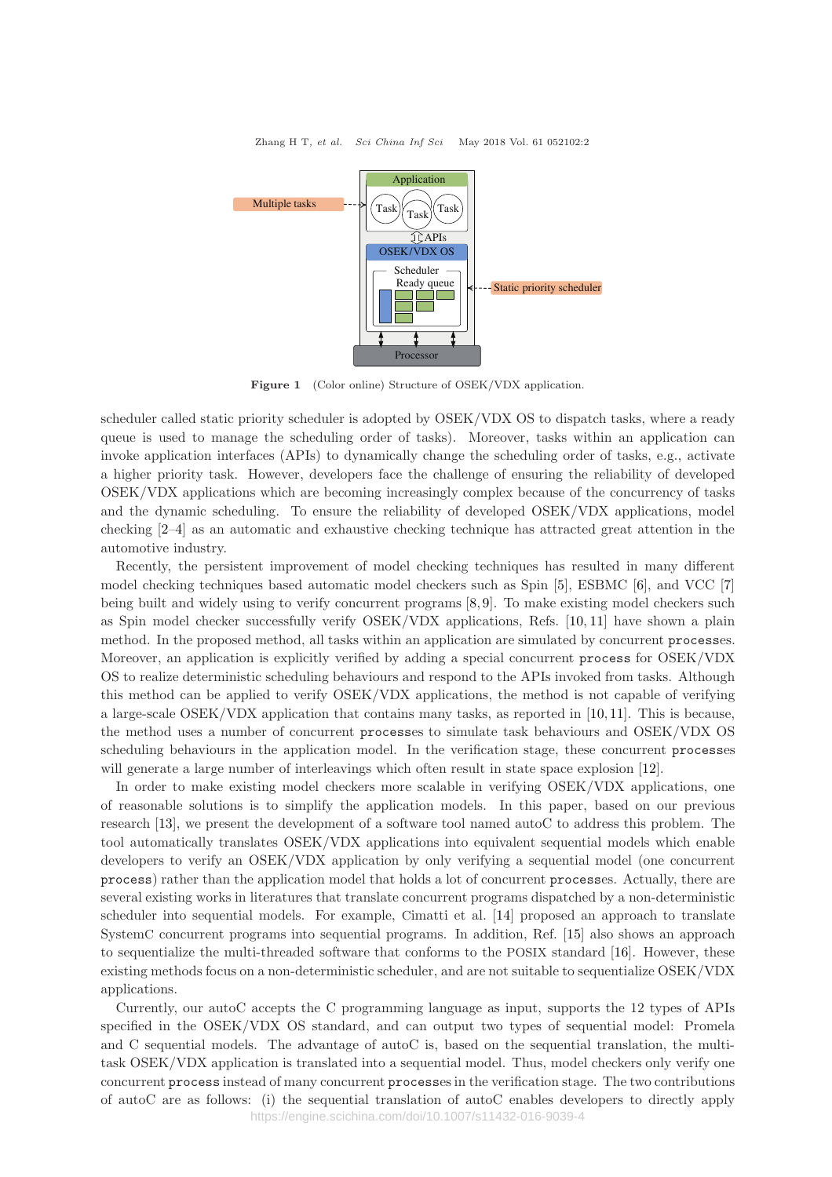Figure 1 (Color online) Structure of OSEK/VDX application.

scheduler called static priority scheduler is adopted by OSEK/VDX OS to dispatch tasks, where a ready queue is used to manage the scheduling order of tasks). Moreover, tasks within an application can invoke application interfaces (APIs) to dynamically change the scheduling order of tasks, e.g., activate a higher priority task. However, developers face the challenge of ensuring the reliability of developed OSEK/VDX applications which are becoming increasingly complex because of the concurrency of tasks and the dynamic scheduling. To ensure the reliability of developed OSEK/VDX applications, model checking [2–4] as an automatic and exhaustive checking technique has attracted great attention in the automotive industry.

Recently, the persistent improvement of model checking techniques has resulted in many different model checking techniques based automatic model checkers such as Spin [5], ESBMC [6], and VCC [7] being built and widely using to verify concurrent programs [8, 9]. To make existing model checkers such as Spin model checker successfully verify OSEK/VDX applications, Refs. [10, 11] have shown a plain method. In the proposed method, all tasks within an application are simulated by concurrent `process`es. Moreover, an application is explicitly verified by adding a special concurrent `process` for OSEK/VDX OS to realize deterministic scheduling behaviours and respond to the APIs invoked from tasks. Although this method can be applied to verify OSEK/VDX applications, the method is not capable of verifying a large-scale OSEK/VDX application that contains many tasks, as reported in [10, 11]. This is because, the method uses a number of concurrent `process`es to simulate task behaviours and OSEK/VDX OS scheduling behaviours in the application model. In the verification stage, these concurrent `process`es will generate a large number of interleavings which often result in state space explosion [12].

In order to make existing model checkers more scalable in verifying OSEK/VDX applications, one of reasonable solutions is to simplify the application models. In this paper, based on our previous research [13], we present the development of a software tool named autoC to address this problem. The tool automatically translates OSEK/VDX applications into equivalent sequential models which enable developers to verify an OSEK/VDX application by only verifying a sequential model (one concurrent `process`) rather than the application model that holds a lot of concurrent `process`es. Actually, there are several existing works in literatures that translate concurrent programs dispatched by a non-deterministic scheduler into sequential models. For example, Cimatti et al. [14] proposed an approach to translate SystemC concurrent programs into sequential programs. In addition, Ref. [15] also shows an approach to sequentialize the multi-threaded software that conforms to the POSIX standard [16]. However, these existing methods focus on a non-deterministic scheduler, and are not suitable to sequentialize OSEK/VDX applications.

Currently, our autoC accepts the C programming language as input, supports the 12 types of APIs specified in the OSEK/VDX OS standard, and can output two types of sequential model: Promela and C sequential models. The advantage of autoC is, based on the sequential translation, the multi-task OSEK/VDX application is translated into a sequential model. Thus, model checkers only verify one concurrent `process` instead of many concurrent `process`es in the verification stage. The two contributions of autoC are as follows: (i) the sequential translation of autoC enables developers to directly apply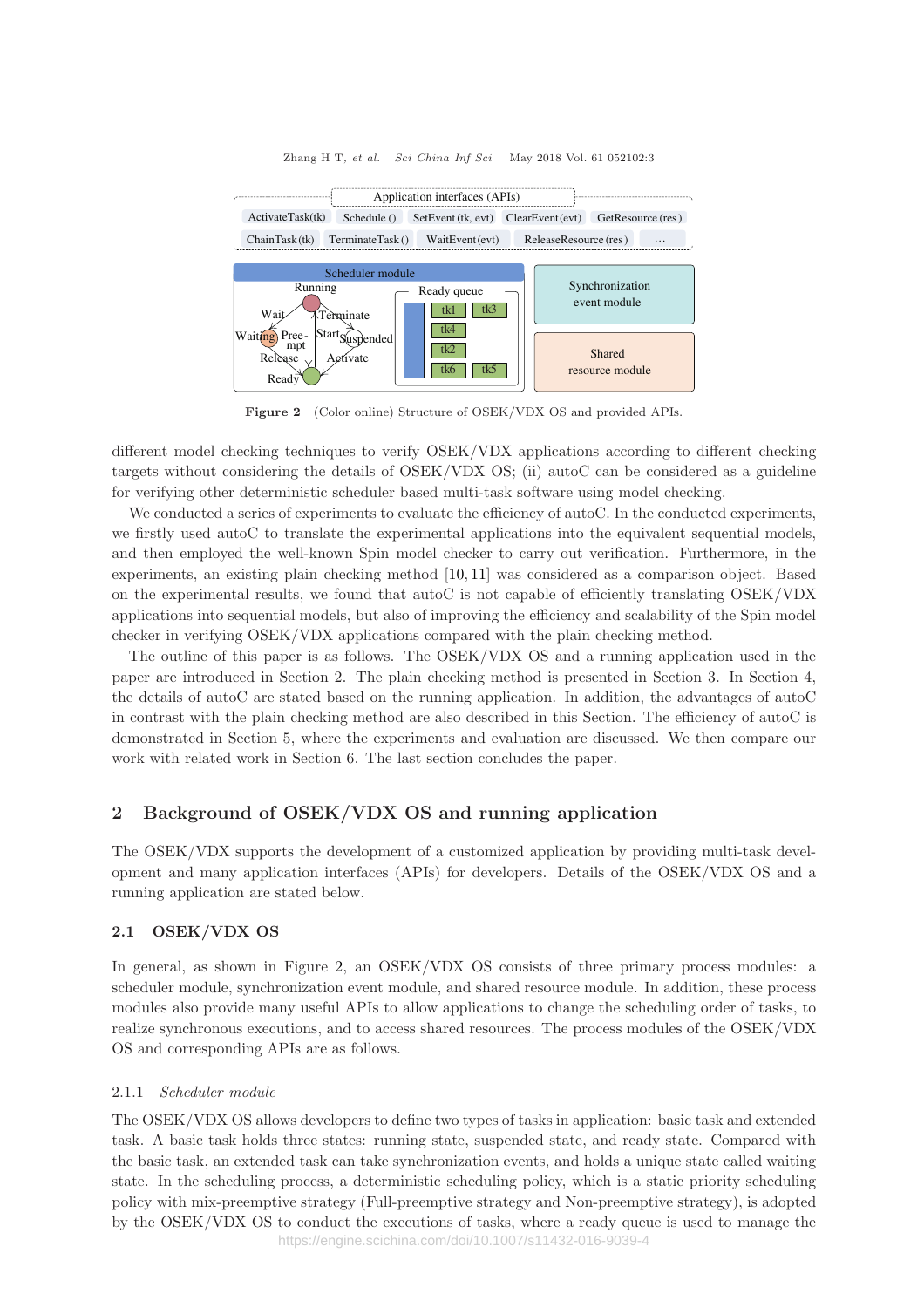Figure 2 (Color online) Structure of OSEK/VDX OS and provided APIs.

different model checking techniques to verify OSEK/VDX applications according to different checking targets without considering the details of OSEK/VDX OS; (ii) autoC can be considered as a guideline for verifying other deterministic scheduler based multi-task software using model checking.

We conducted a series of experiments to evaluate the efficiency of autoC. In the conducted experiments, we firstly used autoC to translate the experimental applications into the equivalent sequential models, and then employed the well-known Spin model checker to carry out verification. Furthermore, in the experiments, an existing plain checking method [10, 11] was considered as a comparison object. Based on the experimental results, we found that autoC is not capable of efficiently translating OSEK/VDX applications into sequential models, but also of improving the efficiency and scalability of the Spin model checker in verifying OSEK/VDX applications compared with the plain checking method.

The outline of this paper is as follows. The OSEK/VDX OS and a running application used in the paper are introduced in Section 2. The plain checking method is presented in Section 3. In Section 4, the details of autoC are stated based on the running application. In addition, the advantages of autoC in contrast with the plain checking method are also described in this Section. The efficiency of autoC is demonstrated in Section 5, where the experiments and evaluation are discussed. We then compare our work with related work in Section 6. The last section concludes the paper.

## 2 Background of OSEK/VDX OS and running application

The OSEK/VDX supports the development of a customized application by providing multi-task development and many application interfaces (APIs) for developers. Details of the OSEK/VDX OS and a running application are stated below.

### 2.1 OSEK/VDX OS

In general, as shown in Figure 2, an OSEK/VDX OS consists of three primary process modules: a scheduler module, synchronization event module, and shared resource module. In addition, these process modules also provide many useful APIs to allow applications to change the scheduling order of tasks, to realize synchronous executions, and to access shared resources. The process modules of the OSEK/VDX OS and corresponding APIs are as follows.

#### 2.1.1 *Scheduler module*

The OSEK/VDX OS allows developers to define two types of tasks in application: basic task and extended task. A basic task holds three states: running state, suspended state, and ready state. Compared with the basic task, an extended task can take synchronization events, and holds a unique state called waiting state. In the scheduling process, a deterministic scheduling policy, which is a static priority scheduling policy with mix-preemptive strategy (Full-preemptive strategy and Non-preemptive strategy), is adopted by the OSEK/VDX OS to conduct the executions of tasks, where a ready queue is used to manage the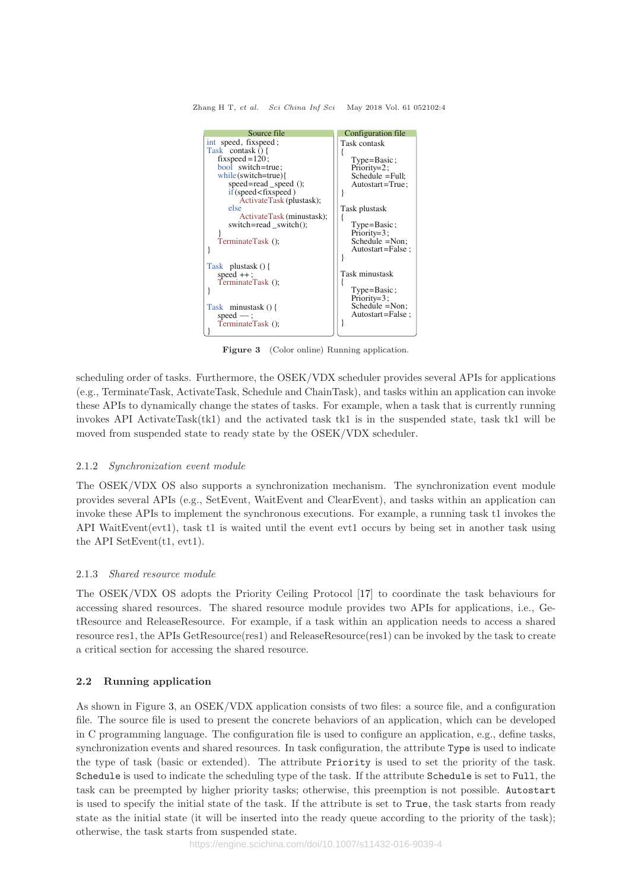**Source file**

```
int speed, fixspeed;
Task contask () {
    fixspeed=120;
    bool switch=true;
    while(switch=true){
        speed=read_speed ();
        if(speed<fixspeed )
            ActivateTask(plustask);
        else
            ActivateTask(minustask);
        switch=read_switch();
    }
    TerminateTask ();
}

Task plustask () {
    speed ++;
    TerminateTask ();
}

Task minustask () {
    speed --;
    TerminateTask ();
}
```

**Configuration file**

```
Task contask
{
    Type=Basic;
    Priority=2;
    Schedule =Full;
    Autostart=True;
}

Task plustask
{
    Type=Basic;
    Priority=3;
    Schedule =Non;
    Autostart=False;
}

Task minustask
{
    Type=Basic;
    Priority=3;
    Schedule =Non;
    Autostart=False;
}
```

**Figure 3** (Color online) Running application.

scheduling order of tasks. Furthermore, the OSEK/VDX scheduler provides several APIs for applications (e.g., TerminateTask, ActivateTask, Schedule and ChainTask), and tasks within an application can invoke these APIs to dynamically change the states of tasks. For example, when a task that is currently running invokes API ActivateTask(tk1) and the activated task tk1 is in the suspended state, task tk1 will be moved from suspended state to ready state by the OSEK/VDX scheduler.

#### 2.1.2 *Synchronization event module*

The OSEK/VDX OS also supports a synchronization mechanism. The synchronization event module provides several APIs (e.g., SetEvent, WaitEvent and ClearEvent), and tasks within an application can invoke these APIs to implement the synchronous executions. For example, a running task t1 invokes the API WaitEvent(evt1), task t1 is waited until the event evt1 occurs by being set in another task using the API SetEvent(t1, evt1).

#### 2.1.3 *Shared resource module*

The OSEK/VDX OS adopts the Priority Ceiling Protocol [17] to coordinate the task behaviours for accessing shared resources. The shared resource module provides two APIs for applications, i.e., GetResource and ReleaseResource. For example, if a task within an application needs to access a shared resource res1, the APIs GetResource(res1) and ReleaseResource(res1) can be invoked by the task to create a critical section for accessing the shared resource.

### 2.2 Running application

As shown in Figure 3, an OSEK/VDX application consists of two files: a source file, and a configuration file. The source file is used to present the concrete behaviors of an application, which can be developed in C programming language. The configuration file is used to configure an application, e.g., define tasks, synchronization events and shared resources. In task configuration, the attribute `Type` is used to indicate the type of task (basic or extended). The attribute `Priority` is used to set the priority of the task. `Schedule` is used to indicate the scheduling type of the task. If the attribute `Schedule` is set to `Full`, the task can be preempted by higher priority tasks; otherwise, this preemption is not possible. `Autostart` is used to specify the initial state of the task. If the attribute is set to `True`, the task starts from ready state as the initial state (it will be inserted into the ready queue according to the priority of the task); otherwise, the task starts from suspended state.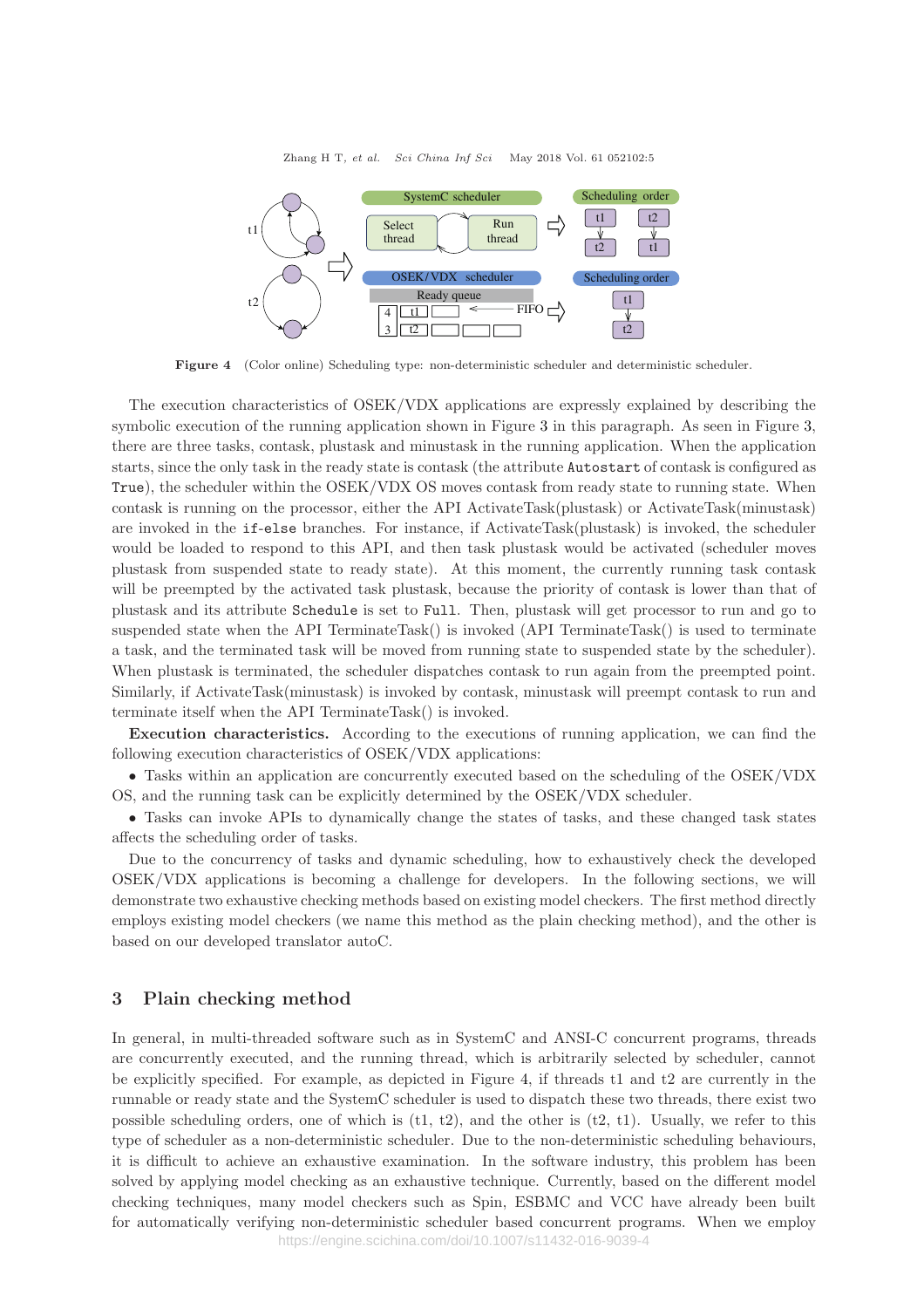SystemC scheduler

Select thread

Run thread

Scheduling order

t1

t2

t2

t1

t1

t2

OSEK/VDX scheduler

Ready queue

4

t1

3

t2

FIFO

Scheduling order

t1

t2

**Figure 4** (Color online) Scheduling type: non-deterministic scheduler and deterministic scheduler.

The execution characteristics of OSEK/VDX applications are expressly explained by describing the symbolic execution of the running application shown in Figure 3 in this paragraph. As seen in Figure 3, there are three tasks, contask, plustask and minustask in the running application. When the application starts, since the only task in the ready state is contask (the attribute `Autostart` of contask is configured as `True`), the scheduler within the OSEK/VDX OS moves contask from ready state to running state. When contask is running on the processor, either the API ActivateTask(plustask) or ActivateTask(minustask) are invoked in the `if-else` branches. For instance, if ActivateTask(plustask) is invoked, the scheduler would be loaded to respond to this API, and then task plustask would be activated (scheduler moves plustask from suspended state to ready state). At this moment, the currently running task contask will be preempted by the activated task plustask, because the priority of contask is lower than that of plustask and its attribute `Schedule` is set to `Full`. Then, plustask will get processor to run and go to suspended state when the API TerminateTask() is invoked (API TerminateTask() is used to terminate a task, and the terminated task will be moved from running state to suspended state by the scheduler). When plustask is terminated, the scheduler dispatches contask to run again from the preempted point. Similarly, if ActivateTask(minustask) is invoked by contask, minustask will preempt contask to run and terminate itself when the API TerminateTask() is invoked.

**Execution characteristics.** According to the executions of running application, we can find the following execution characteristics of OSEK/VDX applications:

- Tasks within an application are concurrently executed based on the scheduling of the OSEK/VDX OS, and the running task can be explicitly determined by the OSEK/VDX scheduler.
- Tasks can invoke APIs to dynamically change the states of tasks, and these changed task states affects the scheduling order of tasks.

Due to the concurrency of tasks and dynamic scheduling, how to exhaustively check the developed OSEK/VDX applications is becoming a challenge for developers. In the following sections, we will demonstrate two exhaustive checking methods based on existing model checkers. The first method directly employs existing model checkers (we name this method as the plain checking method), and the other is based on our developed translator autoC.

## 3 Plain checking method

In general, in multi-threaded software such as in SystemC and ANSI-C concurrent programs, threads are concurrently executed, and the running thread, which is arbitrarily selected by scheduler, cannot be explicitly specified. For example, as depicted in Figure 4, if threads t1 and t2 are currently in the runnable or ready state and the SystemC scheduler is used to dispatch these two threads, there exist two possible scheduling orders, one of which is (t1, t2), and the other is (t2, t1). Usually, we refer to this type of scheduler as a non-deterministic scheduler. Due to the non-deterministic scheduling behaviours, it is difficult to achieve an exhaustive examination. In the software industry, this problem has been solved by applying model checking as an exhaustive technique. Currently, based on the different model checking techniques, many model checkers such as Spin, ESBMC and VCC have already been built for automatically verifying non-deterministic scheduler based concurrent programs. When we employ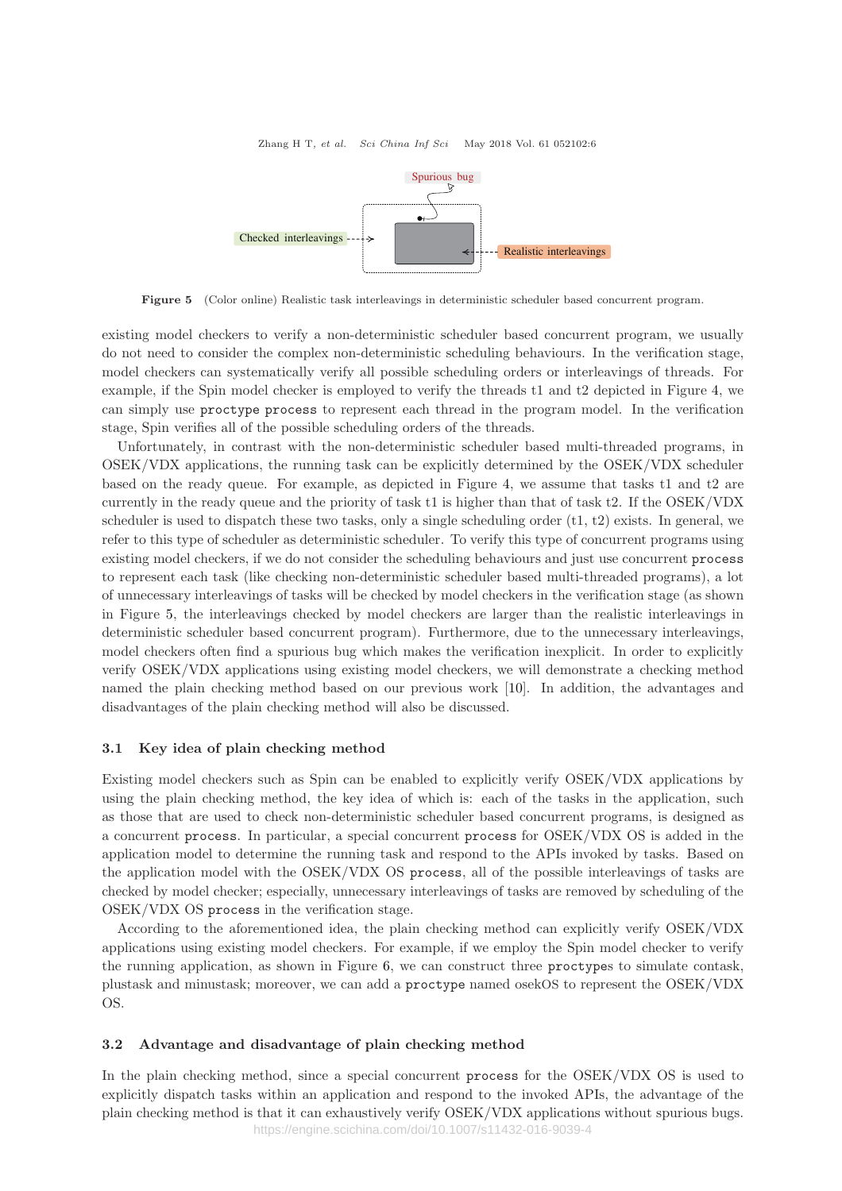Figure 5 (Color online) Realistic task interleavings in deterministic scheduler based concurrent program.

existing model checkers to verify a non-deterministic scheduler based concurrent program, we usually do not need to consider the complex non-deterministic scheduling behaviours. In the verification stage, model checkers can systematically verify all possible scheduling orders or interleavings of threads. For example, if the Spin model checker is employed to verify the threads t1 and t2 depicted in Figure 4, we can simply use `proctype process` to represent each thread in the program model. In the verification stage, Spin verifies all of the possible scheduling orders of the threads.

Unfortunately, in contrast with the non-deterministic scheduler based multi-threaded programs, in OSEK/VDX applications, the running task can be explicitly determined by the OSEK/VDX scheduler based on the ready queue. For example, as depicted in Figure 4, we assume that tasks t1 and t2 are currently in the ready queue and the priority of task t1 is higher than that of task t2. If the OSEK/VDX scheduler is used to dispatch these two tasks, only a single scheduling order (t1, t2) exists. In general, we refer to this type of scheduler as deterministic scheduler. To verify this type of concurrent programs using existing model checkers, if we do not consider the scheduling behaviours and just use concurrent `process` to represent each task (like checking non-deterministic scheduler based multi-threaded programs), a lot of unnecessary interleavings of tasks will be checked by model checkers in the verification stage (as shown in Figure 5, the interleavings checked by model checkers are larger than the realistic interleavings in deterministic scheduler based concurrent program). Furthermore, due to the unnecessary interleavings, model checkers often find a spurious bug which makes the verification inexplicit. In order to explicitly verify OSEK/VDX applications using existing model checkers, we will demonstrate a checking method named the plain checking method based on our previous work [10]. In addition, the advantages and disadvantages of the plain checking method will also be discussed.

### 3.1 Key idea of plain checking method

Existing model checkers such as Spin can be enabled to explicitly verify OSEK/VDX applications by using the plain checking method, the key idea of which is: each of the tasks in the application, such as those that are used to check non-deterministic scheduler based concurrent programs, is designed as a concurrent `process`. In particular, a special concurrent `process` for OSEK/VDX OS is added in the application model to determine the running task and respond to the APIs invoked by tasks. Based on the application model with the OSEK/VDX OS `process`, all of the possible interleavings of tasks are checked by model checker; especially, unnecessary interleavings of tasks are removed by scheduling of the OSEK/VDX OS `process` in the verification stage.

According to the aforementioned idea, the plain checking method can explicitly verify OSEK/VDX applications using existing model checkers. For example, if we employ the Spin model checker to verify the running application, as shown in Figure 6, we can construct three `proctype`s to simulate contask, plustask and minustask; moreover, we can add a `proctype` named osekOS to represent the OSEK/VDX OS.

### 3.2 Advantage and disadvantage of plain checking method

In the plain checking method, since a special concurrent `process` for the OSEK/VDX OS is used to explicitly dispatch tasks within an application and respond to the invoked APIs, the advantage of the plain checking method is that it can exhaustively verify OSEK/VDX applications without spurious bugs.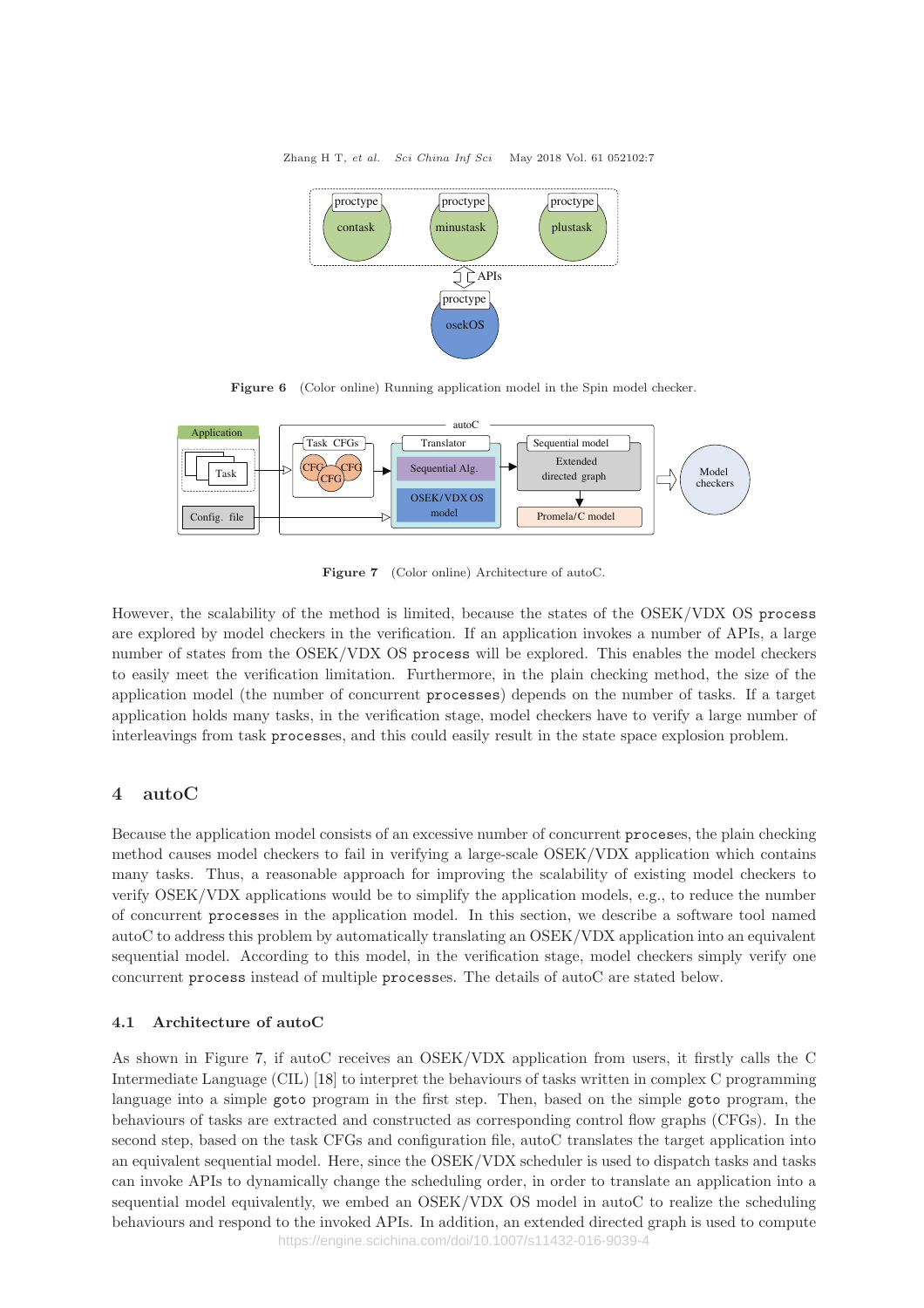Figure 6 (Color online) Running application model in the Spin model checker.

Figure 7 (Color online) Architecture of autoC.

However, the scalability of the method is limited, because the states of the OSEK/VDX OS `process` are explored by model checkers in the verification. If an application invokes a number of APIs, a large number of states from the OSEK/VDX OS `process` will be explored. This enables the model checkers to easily meet the verification limitation. Furthermore, in the plain checking method, the size of the application model (the number of concurrent `processes`) depends on the number of tasks. If a target application holds many tasks, in the verification stage, model checkers have to verify a large number of interleavings from task `process`es, and this could easily result in the state space explosion problem.

## 4 autoC

Because the application model consists of an excessive number of concurrent `proces`es, the plain checking method causes model checkers to fail in verifying a large-scale OSEK/VDX application which contains many tasks. Thus, a reasonable approach for improving the scalability of existing model checkers to verify OSEK/VDX applications would be to simplify the application models, e.g., to reduce the number of concurrent `process`es in the application model. In this section, we describe a software tool named autoC to address this problem by automatically translating an OSEK/VDX application into an equivalent sequential model. According to this model, in the verification stage, model checkers simply verify one concurrent `process` instead of multiple `process`es. The details of autoC are stated below.

### 4.1 Architecture of autoC

As shown in Figure 7, if autoC receives an OSEK/VDX application from users, it firstly calls the C Intermediate Language (CIL) [18] to interpret the behaviours of tasks written in complex C programming language into a simple `goto` program in the first step. Then, based on the simple `goto` program, the behaviours of tasks are extracted and constructed as corresponding control flow graphs (CFGs). In the second step, based on the task CFGs and configuration file, autoC translates the target application into an equivalent sequential model. Here, since the OSEK/VDX scheduler is used to dispatch tasks and tasks can invoke APIs to dynamically change the scheduling order, in order to translate an application into a sequential model equivalently, we embed an OSEK/VDX OS model in autoC to realize the scheduling behaviours and respond to the invoked APIs. In addition, an extended directed graph is used to compute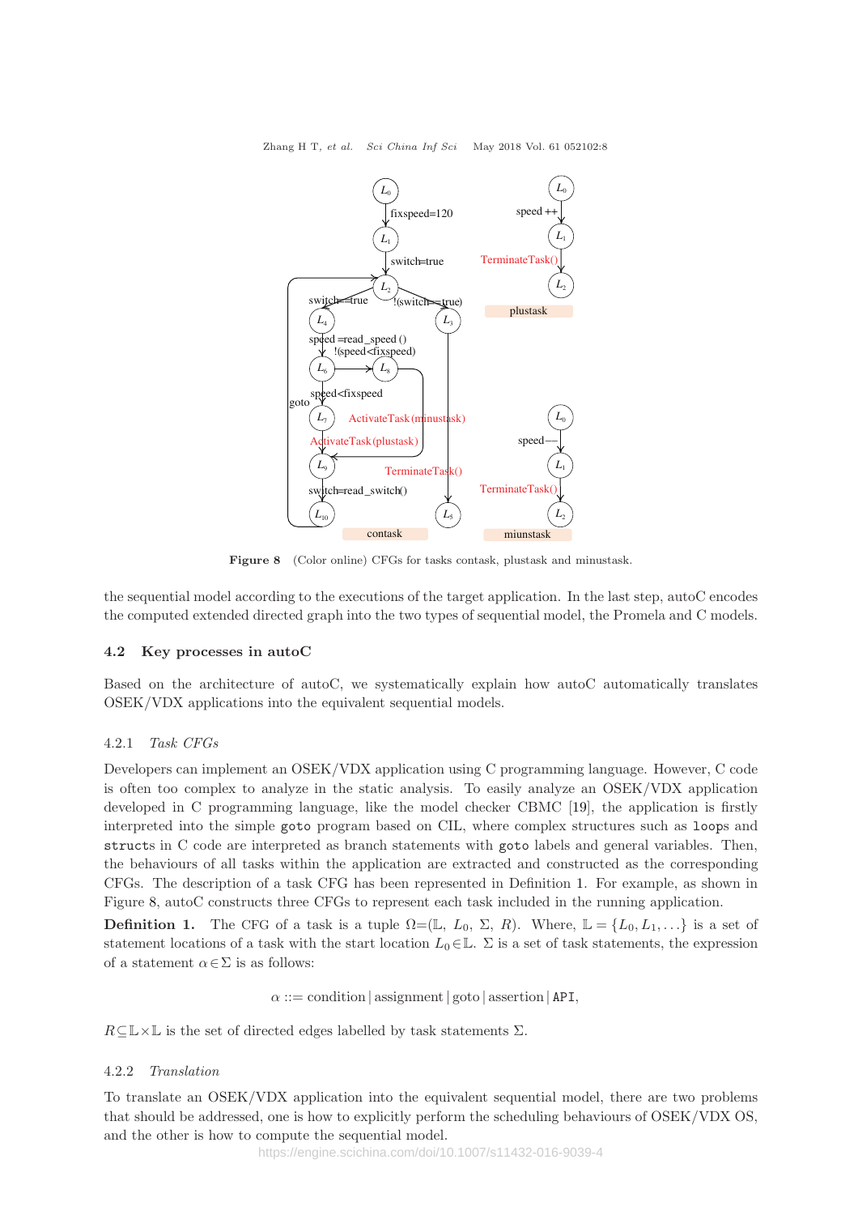Figure 8 (Color online) CFGs for tasks contask, plustask and minustask.

the sequential model according to the executions of the target application. In the last step, autoC encodes the computed extended directed graph into the two types of sequential model, the Promela and C models.

## 4.2 Key processes in autoC

Based on the architecture of autoC, we systematically explain how autoC automatically translates OSEK/VDX applications into the equivalent sequential models.

### 4.2.1 *Task CFGs*

Developers can implement an OSEK/VDX application using C programming language. However, C code is often too complex to analyze in the static analysis. To easily analyze an OSEK/VDX application developed in C programming language, like the model checker CBMC [19], the application is firstly interpreted into the simple `goto` program based on CIL, where complex structures such as `loop`s and `struct`s in C code are interpreted as branch statements with `goto` labels and general variables. Then, the behaviours of all tasks within the application are extracted and constructed as the corresponding CFGs. The description of a task CFG has been represented in Definition 1. For example, as shown in Figure 8, autoC constructs three CFGs to represent each task included in the running application.

**Definition 1.** The CFG of a task is a tuple $\Omega$=($\mathbb{L}$, $L_0$, $\Sigma$, $R$). Where, $\mathbb{L} = \{L_0, L_1, \ldots\}$ is a set of statement locations of a task with the start location $L_0 \in \mathbb{L}$. $\Sigma$ is a set of task statements, the expression of a statement $\alpha \in \Sigma$ is as follows:

$$\alpha ::= \text{condition} \,|\, \text{assignment} \,|\, \text{goto} \,|\, \text{assertion} \,|\, \texttt{API},$$

$R \subseteq \mathbb{L} \times \mathbb{L}$ is the set of directed edges labelled by task statements $\Sigma$.

### 4.2.2 *Translation*

To translate an OSEK/VDX application into the equivalent sequential model, there are two problems that should be addressed, one is how to explicitly perform the scheduling behaviours of OSEK/VDX OS, and the other is how to compute the sequential model.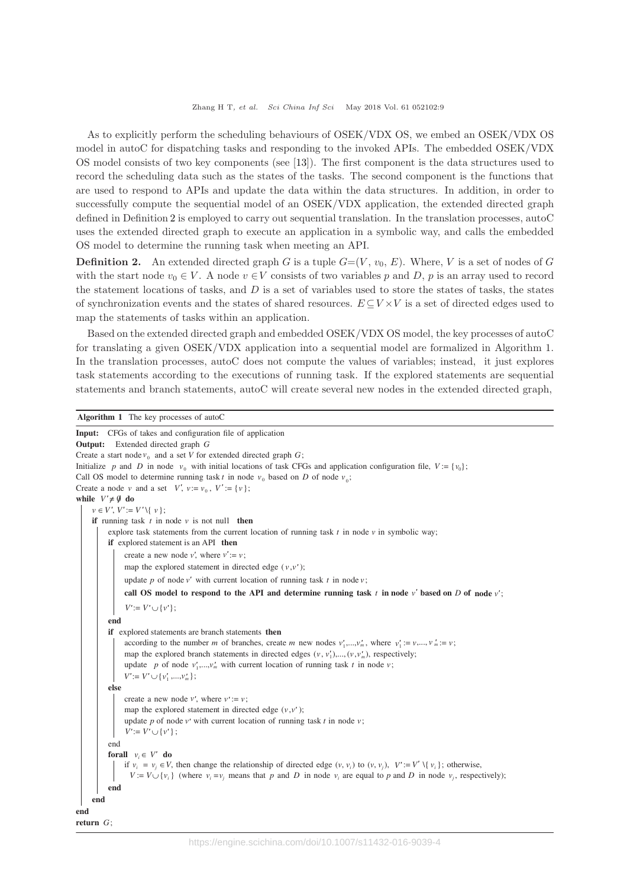As to explicitly perform the scheduling behaviours of OSEK/VDX OS, we embed an OSEK/VDX OS model in autoC for dispatching tasks and responding to the invoked APIs. The embedded OSEK/VDX OS model consists of two key components (see [13]). The first component is the data structures used to record the scheduling data such as the states of the tasks. The second component is the functions that are used to respond to APIs and update the data within the data structures. In addition, in order to successfully compute the sequential model of an OSEK/VDX application, the extended directed graph defined in Definition 2 is employed to carry out sequential translation. In the translation processes, autoC uses the extended directed graph to execute an application in a symbolic way, and calls the embedded OS model to determine the running task when meeting an API.

**Definition 2.** An extended directed graph $G$ is a tuple $G$=($V$, $v_0$, $E$). Where, $V$ is a set of nodes of $G$ with the start node $v_0 \in V$. A node $v \in V$ consists of two variables $p$ and $D$, $p$ is an array used to record the statement locations of tasks, and $D$ is a set of variables used to store the states of tasks, the states of synchronization events and the states of shared resources. $E \subseteq V \times V$ is a set of directed edges used to map the statements of tasks within an application.

Based on the extended directed graph and embedded OSEK/VDX OS model, the key processes of autoC for translating a given OSEK/VDX application into a sequential model are formalized in Algorithm 1. In the translation processes, autoC does not compute the values of variables; instead, it just explores task statements according to the executions of running task. If the explored statements are sequential statements and branch statements, autoC will create several new nodes in the extended directed graph,

**Algorithm 1** The key processes of autoC

```
Input:  CFGs of takes and configuration file of application
Output: Extended directed graph G
Create a start node v0 and a set V for extended directed graph G;
Initialize p and D in node v0 with initial locations of task CFGs and application configuration file, V := {v0};
Call OS model to determine running task t in node v0 based on D of node v0;
Create a node v and a set V', v := v0, V' := {v};
while V' ≠ ∅ do
    v ∈ V', V' := V' \ {v};
    if running task t in node v is not null then
        explore task statements from the current location of running task t in node v in symbolic way;
        if explored statement is an API then
            create a new node v', where v' := v;
            map the explored statement in directed edge (v,v');
            update p of node v' with current location of running task t in node v;
            call OS model to respond to the API and determine running task t in node v' based on D of node v';
            V' := V' ∪ {v'};
        end
        if explored statements are branch statements then
            according to the number m of branches, create m new nodes v'1,...,v'm, where v'1 := v,..., v'm := v;
            map the explored branch statements in directed edges (v, v'1),...,(v,v'm), respectively;
            update p of node v'1,...,v'm with current location of running task t in node v;
            V' := V' ∪ {v'1,...,v'm};
        else
            create a new node v', where v' := v;
            map the explored statement in directed edge (v,v');
            update p of node v' with current location of running task t in node v;
            V' := V' ∪ {v'};
        end
        forall vi ∈ V' do
            if vi = vj ∈ V, then change the relationship of directed edge (v, vi) to (v, vj), V' := V' \ {vi}; otherwise,
              V := V ∪ {vi} (where vi = vj means that p and D in node vi are equal to p and D in node vj, respectively);
        end
    end
end
return G;
```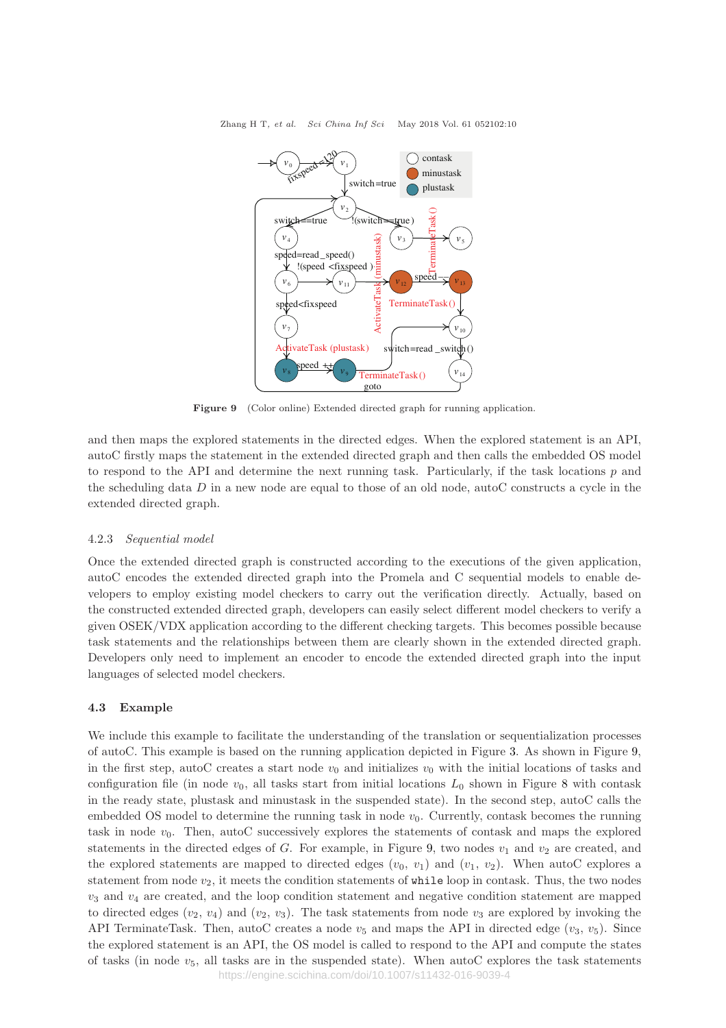Figure 9 (Color online) Extended directed graph for running application.

and then maps the explored statements in the directed edges. When the explored statement is an API, autoC firstly maps the statement in the extended directed graph and then calls the embedded OS model to respond to the API and determine the next running task. Particularly, if the task locations $p$ and the scheduling data $D$ in a new node are equal to those of an old node, autoC constructs a cycle in the extended directed graph.

#### 4.2.3 *Sequential model*

Once the extended directed graph is constructed according to the executions of the given application, autoC encodes the extended directed graph into the Promela and C sequential models to enable developers to employ existing model checkers to carry out the verification directly. Actually, based on the constructed extended directed graph, developers can easily select different model checkers to verify a given OSEK/VDX application according to the different checking targets. This becomes possible because task statements and the relationships between them are clearly shown in the extended directed graph. Developers only need to implement an encoder to encode the extended directed graph into the input languages of selected model checkers.

### 4.3 Example

We include this example to facilitate the understanding of the translation or sequentialization processes of autoC. This example is based on the running application depicted in Figure 3. As shown in Figure 9, in the first step, autoC creates a start node $v_0$ and initializes $v_0$ with the initial locations of tasks and configuration file (in node $v_0$, all tasks start from initial locations $L_0$ shown in Figure 8 with contask in the ready state, plustask and minustask in the suspended state). In the second step, autoC calls the embedded OS model to determine the running task in node $v_0$. Currently, contask becomes the running task in node $v_0$. Then, autoC successively explores the statements of contask and maps the explored statements in the directed edges of $G$. For example, in Figure 9, two nodes $v_1$ and $v_2$ are created, and the explored statements are mapped to directed edges ($v_0$, $v_1$) and ($v_1$, $v_2$). When autoC explores a statement from node $v_2$, it meets the condition statements of `while` loop in contask. Thus, the two nodes $v_3$ and $v_4$ are created, and the loop condition statement and negative condition statement are mapped to directed edges ($v_2$, $v_4$) and ($v_2$, $v_3$). The task statements from node $v_3$ are explored by invoking the API TerminateTask. Then, autoC creates a node $v_5$ and maps the API in directed edge ($v_3$, $v_5$). Since the explored statement is an API, the OS model is called to respond to the API and compute the states of tasks (in node $v_5$, all tasks are in the suspended state). When autoC explores the task statements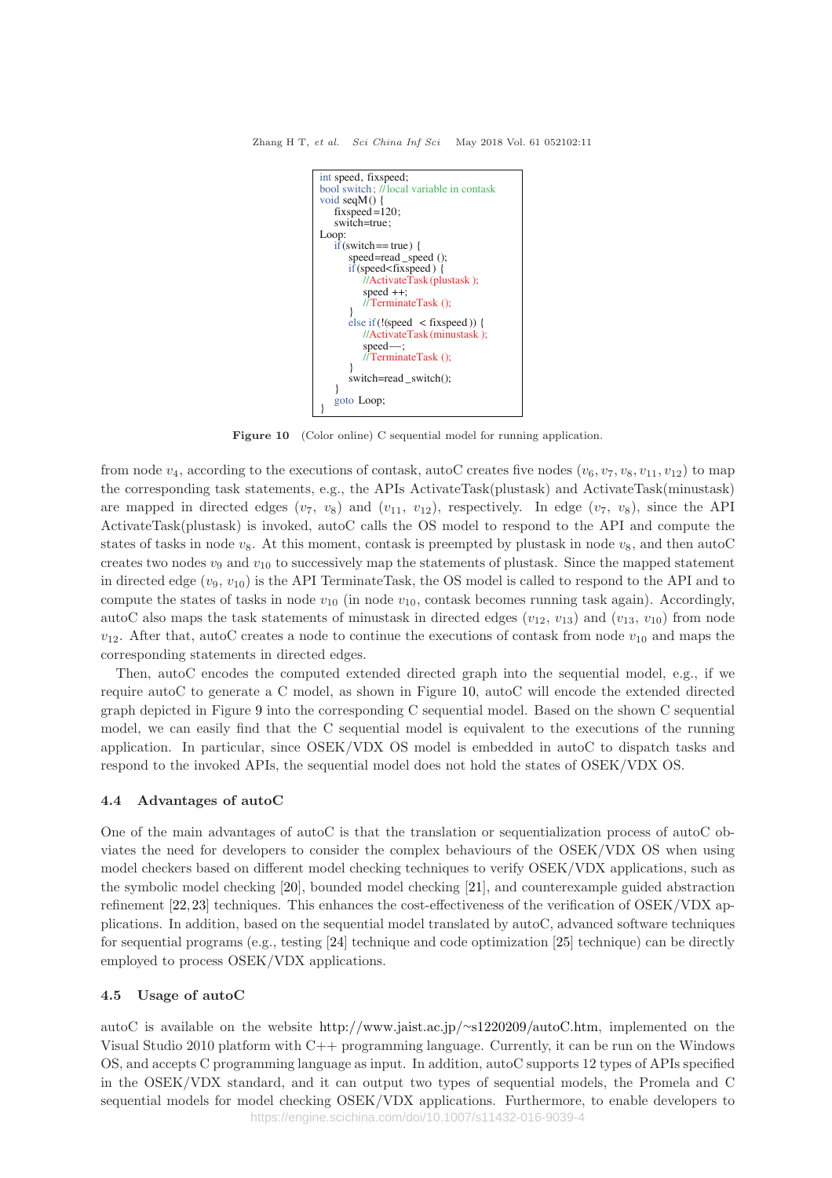```c
int speed, fixspeed;
bool switch; //local variable in contask
void seqM() {
    fixspeed=120;
    switch=true;
Loop:
    if(switch==true) {
        speed=read_speed ();
        if(speed<fixspeed) {
            //ActivateTask(plustask);
            speed ++;
            //TerminateTask ();
        }
        else if(!(speed  < fixspeed)) {
            //ActivateTask(minustask);
            speed−−;
            //TerminateTask ();
        }
        switch=read_switch();
    }
    goto Loop;
}
```

**Figure 10** (Color online) C sequential model for running application.

from node $v_4$, according to the executions of contask, autoC creates five nodes ($v_6, v_7, v_8, v_{11}, v_{12}$) to map the corresponding task statements, e.g., the APIs ActivateTask(plustask) and ActivateTask(minustask) are mapped in directed edges ($v_7$, $v_8$) and ($v_{11}$, $v_{12}$), respectively. In edge ($v_7$, $v_8$), since the API ActivateTask(plustask) is invoked, autoC calls the OS model to respond to the API and compute the states of tasks in node $v_8$. At this moment, contask is preempted by plustask in node $v_8$, and then autoC creates two nodes $v_9$ and $v_{10}$ to successively map the statements of plustask. Since the mapped statement in directed edge ($v_9$, $v_{10}$) is the API TerminateTask, the OS model is called to respond to the API and to compute the states of tasks in node $v_{10}$ (in node $v_{10}$, contask becomes running task again). Accordingly, autoC also maps the task statements of minustask in directed edges ($v_{12}$, $v_{13}$) and ($v_{13}$, $v_{10}$) from node $v_{12}$. After that, autoC creates a node to continue the executions of contask from node $v_{10}$ and maps the corresponding statements in directed edges.

Then, autoC encodes the computed extended directed graph into the sequential model, e.g., if we require autoC to generate a C model, as shown in Figure 10, autoC will encode the extended directed graph depicted in Figure 9 into the corresponding C sequential model. Based on the shown C sequential model, we can easily find that the C sequential model is equivalent to the executions of the running application. In particular, since OSEK/VDX OS model is embedded in autoC to dispatch tasks and respond to the invoked APIs, the sequential model does not hold the states of OSEK/VDX OS.

### 4.4 Advantages of autoC

One of the main advantages of autoC is that the translation or sequentialization process of autoC obviates the need for developers to consider the complex behaviours of the OSEK/VDX OS when using model checkers based on different model checking techniques to verify OSEK/VDX applications, such as the symbolic model checking [20], bounded model checking [21], and counterexample guided abstraction refinement [22,23] techniques. This enhances the cost-effectiveness of the verification of OSEK/VDX applications. In addition, based on the sequential model translated by autoC, advanced software techniques for sequential programs (e.g., testing [24] technique and code optimization [25] technique) can be directly employed to process OSEK/VDX applications.

### 4.5 Usage of autoC

autoC is available on the website http://www.jaist.ac.jp/~s1220209/autoC.htm, implemented on the Visual Studio 2010 platform with C++ programming language. Currently, it can be run on the Windows OS, and accepts C programming language as input. In addition, autoC supports 12 types of APIs specified in the OSEK/VDX standard, and it can output two types of sequential models, the Promela and C sequential models for model checking OSEK/VDX applications. Furthermore, to enable developers to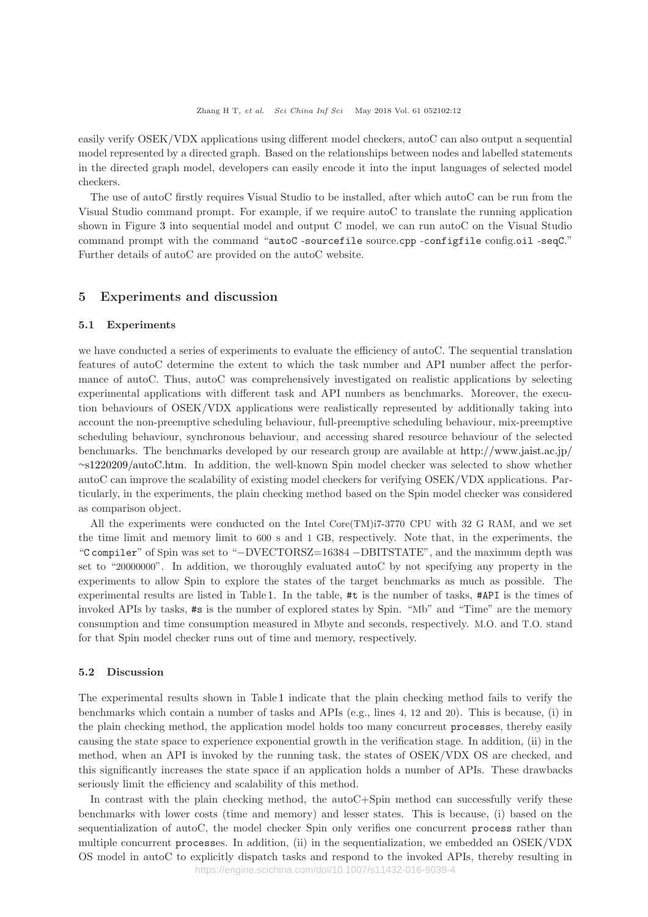easily verify OSEK/VDX applications using different model checkers, autoC can also output a sequential model represented by a directed graph. Based on the relationships between nodes and labelled statements in the directed graph model, developers can easily encode it into the input languages of selected model checkers.

The use of autoC firstly requires Visual Studio to be installed, after which autoC can be run from the Visual Studio command prompt. For example, if we require autoC to translate the running application shown in Figure 3 into sequential model and output C model, we can run autoC on the Visual Studio command prompt with the command "autoC -sourcefile source.cpp -configfile config.oil -seqC." Further details of autoC are provided on the autoC website.

## 5 Experiments and discussion

### 5.1 Experiments

we have conducted a series of experiments to evaluate the efficiency of autoC. The sequential translation features of autoC determine the extent to which the task number and API number affect the performance of autoC. Thus, autoC was comprehensively investigated on realistic applications by selecting experimental applications with different task and API numbers as benchmarks. Moreover, the execution behaviours of OSEK/VDX applications were realistically represented by additionally taking into account the non-preemptive scheduling behaviour, full-preemptive scheduling behaviour, mix-preemptive scheduling behaviour, synchronous behaviour, and accessing shared resource behaviour of the selected benchmarks. The benchmarks developed by our research group are available at http://www.jaist.ac.jp/~s1220209/autoC.htm. In addition, the well-known Spin model checker was selected to show whether autoC can improve the scalability of existing model checkers for verifying OSEK/VDX applications. Particularly, in the experiments, the plain checking method based on the Spin model checker was considered as comparison object.

All the experiments were conducted on the Intel Core(TM)i7-3770 CPU with 32 G RAM, and we set the time limit and memory limit to 600 s and 1 GB, respectively. Note that, in the experiments, the "C compiler" of Spin was set to "−DVECTORSZ=16384 −DBITSTATE", and the maximum depth was set to "20000000". In addition, we thoroughly evaluated autoC by not specifying any property in the experiments to allow Spin to explore the states of the target benchmarks as much as possible. The experimental results are listed in Table 1. In the table, #t is the number of tasks, #API is the times of invoked APIs by tasks, #s is the number of explored states by Spin. "Mb" and "Time" are the memory consumption and time consumption measured in Mbyte and seconds, respectively. M.O. and T.O. stand for that Spin model checker runs out of time and memory, respectively.

### 5.2 Discussion

The experimental results shown in Table 1 indicate that the plain checking method fails to verify the benchmarks which contain a number of tasks and APIs (e.g., lines 4, 12 and 20). This is because, (i) in the plain checking method, the application model holds too many concurrent processes, thereby easily causing the state space to experience exponential growth in the verification stage. In addition, (ii) in the method, when an API is invoked by the running task, the states of OSEK/VDX OS are checked, and this significantly increases the state space if an application holds a number of APIs. These drawbacks seriously limit the efficiency and scalability of this method.

In contrast with the plain checking method, the autoC+Spin method can successfully verify these benchmarks with lower costs (time and memory) and lesser states. This is because, (i) based on the sequentialization of autoC, the model checker Spin only verifies one concurrent process rather than multiple concurrent processes. In addition, (ii) in the sequentialization, we embedded an OSEK/VDX OS model in autoC to explicitly dispatch tasks and respond to the invoked APIs, thereby resulting in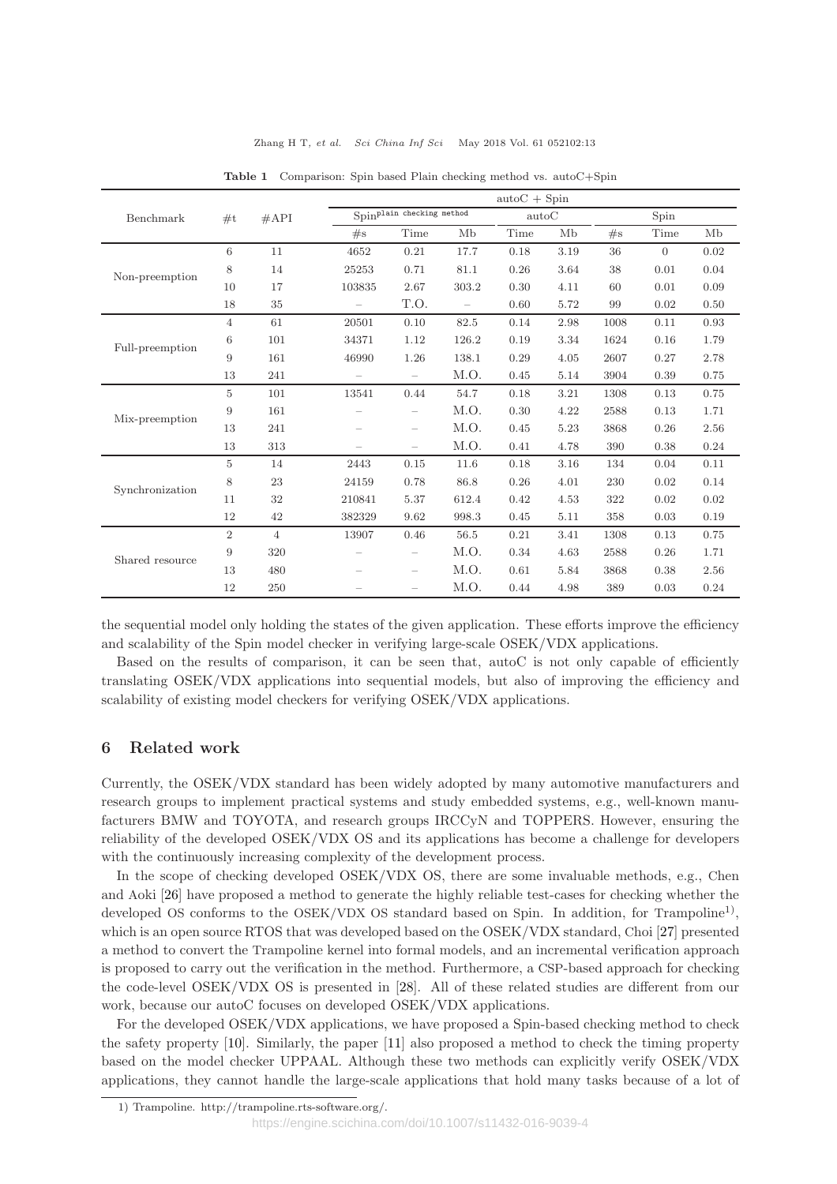**Table 1** Comparison: Spin based Plain checking method vs. autoC+Spin

| Benchmark | #t | #API | Spin$^{\text{plain checking method}}$ | | | autoC + Spin | | | | |
|---|---|---|---|---|---|---|---|---|---|---|
| | | | | | | autoC | | Spin | | |
| | | | #s | Time | Mb | Time | Mb | #s | Time | Mb |
| Non-preemption | 6 | 11 | 4652 | 0.21 | 17.7 | 0.18 | 3.19 | 36 | 0 | 0.02 |
| | 8 | 14 | 25253 | 0.71 | 81.1 | 0.26 | 3.64 | 38 | 0.01 | 0.04 |
| | 10 | 17 | 103835 | 2.67 | 303.2 | 0.30 | 4.11 | 60 | 0.01 | 0.09 |
| | 18 | 35 | – | T.O. | – | 0.60 | 5.72 | 99 | 0.02 | 0.50 |
| Full-preemption | 4 | 61 | 20501 | 0.10 | 82.5 | 0.14 | 2.98 | 1008 | 0.11 | 0.93 |
| | 6 | 101 | 34371 | 1.12 | 126.2 | 0.19 | 3.34 | 1624 | 0.16 | 1.79 |
| | 9 | 161 | 46990 | 1.26 | 138.1 | 0.29 | 4.05 | 2607 | 0.27 | 2.78 |
| | 13 | 241 | – | – | M.O. | 0.45 | 5.14 | 3904 | 0.39 | 0.75 |
| Mix-preemption | 5 | 101 | 13541 | 0.44 | 54.7 | 0.18 | 3.21 | 1308 | 0.13 | 0.75 |
| | 9 | 161 | – | – | M.O. | 0.30 | 4.22 | 2588 | 0.13 | 1.71 |
| | 13 | 241 | – | – | M.O. | 0.45 | 5.23 | 3868 | 0.26 | 2.56 |
| | 13 | 313 | – | – | M.O. | 0.41 | 4.78 | 390 | 0.38 | 0.24 |
| Synchronization | 5 | 14 | 2443 | 0.15 | 11.6 | 0.18 | 3.16 | 134 | 0.04 | 0.11 |
| | 8 | 23 | 24159 | 0.78 | 86.8 | 0.26 | 4.01 | 230 | 0.02 | 0.14 |
| | 11 | 32 | 210841 | 5.37 | 612.4 | 0.42 | 4.53 | 322 | 0.02 | 0.02 |
| | 12 | 42 | 382329 | 9.62 | 998.3 | 0.45 | 5.11 | 358 | 0.03 | 0.19 |
| Shared resource | 2 | 4 | 13907 | 0.46 | 56.5 | 0.21 | 3.41 | 1308 | 0.13 | 0.75 |
| | 9 | 320 | – | – | M.O. | 0.34 | 4.63 | 2588 | 0.26 | 1.71 |
| | 13 | 480 | – | – | M.O. | 0.61 | 5.84 | 3868 | 0.38 | 2.56 |
| | 12 | 250 | – | – | M.O. | 0.44 | 4.98 | 389 | 0.03 | 0.24 |

the sequential model only holding the states of the given application. These efforts improve the efficiency and scalability of the Spin model checker in verifying large-scale OSEK/VDX applications.

Based on the results of comparison, it can be seen that, autoC is not only capable of efficiently translating OSEK/VDX applications into sequential models, but also of improving the efficiency and scalability of existing model checkers for verifying OSEK/VDX applications.

## 6 Related work

Currently, the OSEK/VDX standard has been widely adopted by many automotive manufacturers and research groups to implement practical systems and study embedded systems, e.g., well-known manufacturers BMW and TOYOTA, and research groups IRCCyN and TOPPERS. However, ensuring the reliability of the developed OSEK/VDX OS and its applications has become a challenge for developers with the continuously increasing complexity of the development process.

In the scope of checking developed OSEK/VDX OS, there are some invaluable methods, e.g., Chen and Aoki [26] have proposed a method to generate the highly reliable test-cases for checking whether the developed OS conforms to the OSEK/VDX OS standard based on Spin. In addition, for Trampoline[1], which is an open source RTOS that was developed based on the OSEK/VDX standard, Choi [27] presented a method to convert the Trampoline kernel into formal models, and an incremental verification approach is proposed to carry out the verification in the method. Furthermore, a CSP-based approach for checking the code-level OSEK/VDX OS is presented in [28]. All of these related studies are different from our work, because our autoC focuses on developed OSEK/VDX applications.

For the developed OSEK/VDX applications, we have proposed a Spin-based checking method to check the safety property [10]. Similarly, the paper [11] also proposed a method to check the timing property based on the model checker UPPAAL. Although these two methods can explicitly verify OSEK/VDX applications, they cannot handle the large-scale applications that hold many tasks because of a lot of

1) Trampoline. http://trampoline.rts-software.org/.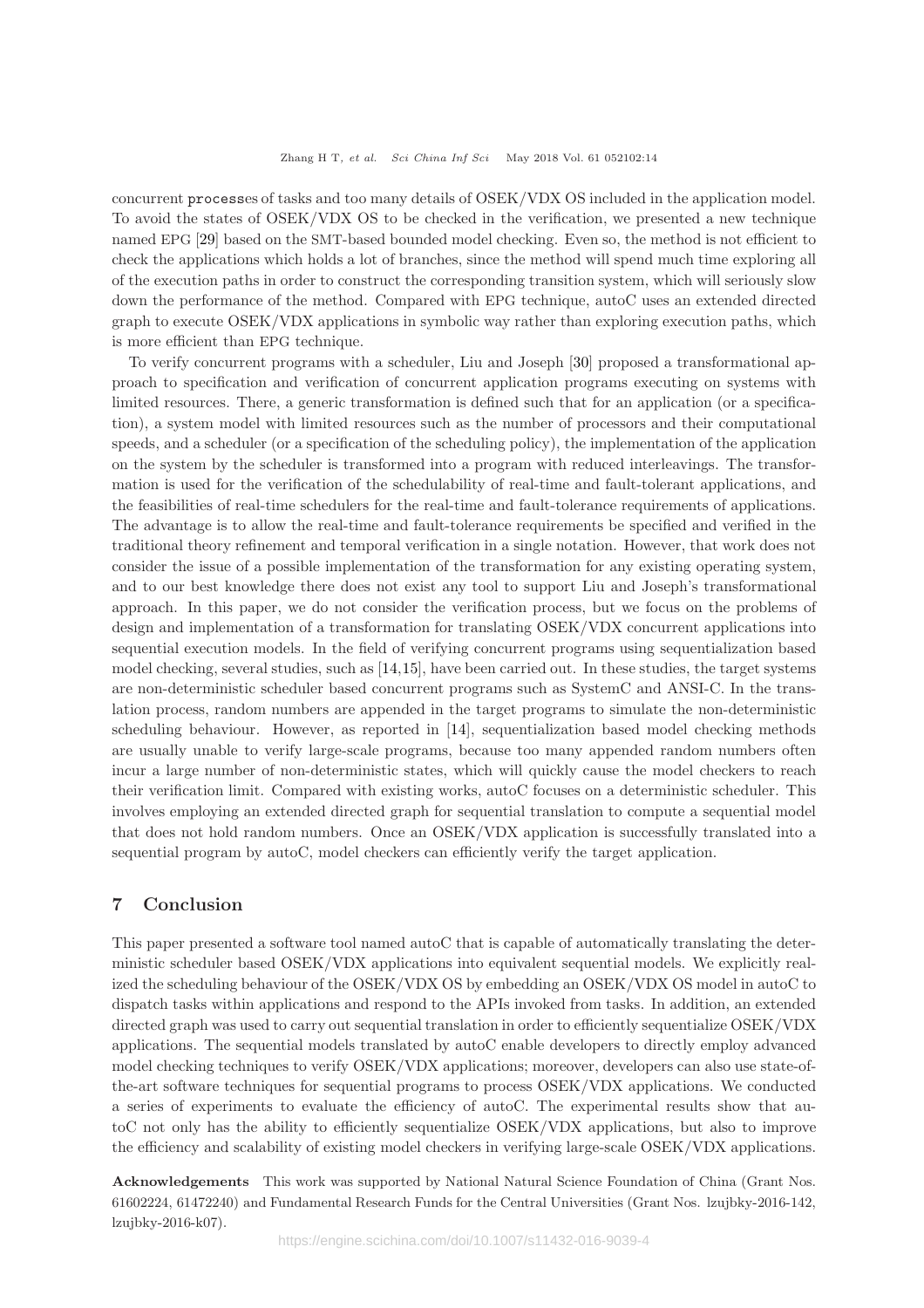concurrent `process`es of tasks and too many details of OSEK/VDX OS included in the application model. To avoid the states of OSEK/VDX OS to be checked in the verification, we presented a new technique named EPG [29] based on the SMT-based bounded model checking. Even so, the method is not efficient to check the applications which holds a lot of branches, since the method will spend much time exploring all of the execution paths in order to construct the corresponding transition system, which will seriously slow down the performance of the method. Compared with EPG technique, autoC uses an extended directed graph to execute OSEK/VDX applications in symbolic way rather than exploring execution paths, which is more efficient than EPG technique.

To verify concurrent programs with a scheduler, Liu and Joseph [30] proposed a transformational approach to specification and verification of concurrent application programs executing on systems with limited resources. There, a generic transformation is defined such that for an application (or a specification), a system model with limited resources such as the number of processors and their computational speeds, and a scheduler (or a specification of the scheduling policy), the implementation of the application on the system by the scheduler is transformed into a program with reduced interleavings. The transformation is used for the verification of the schedulability of real-time and fault-tolerant applications, and the feasibilities of real-time schedulers for the real-time and fault-tolerance requirements of applications. The advantage is to allow the real-time and fault-tolerance requirements be specified and verified in the traditional theory refinement and temporal verification in a single notation. However, that work does not consider the issue of a possible implementation of the transformation for any existing operating system, and to our best knowledge there does not exist any tool to support Liu and Joseph's transformational approach. In this paper, we do not consider the verification process, but we focus on the problems of design and implementation of a transformation for translating OSEK/VDX concurrent applications into sequential execution models. In the field of verifying concurrent programs using sequentialization based model checking, several studies, such as [14,15], have been carried out. In these studies, the target systems are non-deterministic scheduler based concurrent programs such as SystemC and ANSI-C. In the translation process, random numbers are appended in the target programs to simulate the non-deterministic scheduling behaviour. However, as reported in [14], sequentialization based model checking methods are usually unable to verify large-scale programs, because too many appended random numbers often incur a large number of non-deterministic states, which will quickly cause the model checkers to reach their verification limit. Compared with existing works, autoC focuses on a deterministic scheduler. This involves employing an extended directed graph for sequential translation to compute a sequential model that does not hold random numbers. Once an OSEK/VDX application is successfully translated into a sequential program by autoC, model checkers can efficiently verify the target application.

## 7 Conclusion

This paper presented a software tool named autoC that is capable of automatically translating the deterministic scheduler based OSEK/VDX applications into equivalent sequential models. We explicitly realized the scheduling behaviour of the OSEK/VDX OS by embedding an OSEK/VDX OS model in autoC to dispatch tasks within applications and respond to the APIs invoked from tasks. In addition, an extended directed graph was used to carry out sequential translation in order to efficiently sequentialize OSEK/VDX applications. The sequential models translated by autoC enable developers to directly employ advanced model checking techniques to verify OSEK/VDX applications; moreover, developers can also use state-of-the-art software techniques for sequential programs to process OSEK/VDX applications. We conducted a series of experiments to evaluate the efficiency of autoC. The experimental results show that autoC not only has the ability to efficiently sequentialize OSEK/VDX applications, but also to improve the efficiency and scalability of existing model checkers in verifying large-scale OSEK/VDX applications.

**Acknowledgements** This work was supported by National Natural Science Foundation of China (Grant Nos. 61602224, 61472240) and Fundamental Research Funds for the Central Universities (Grant Nos. lzujbky-2016-142, lzujbky-2016-k07).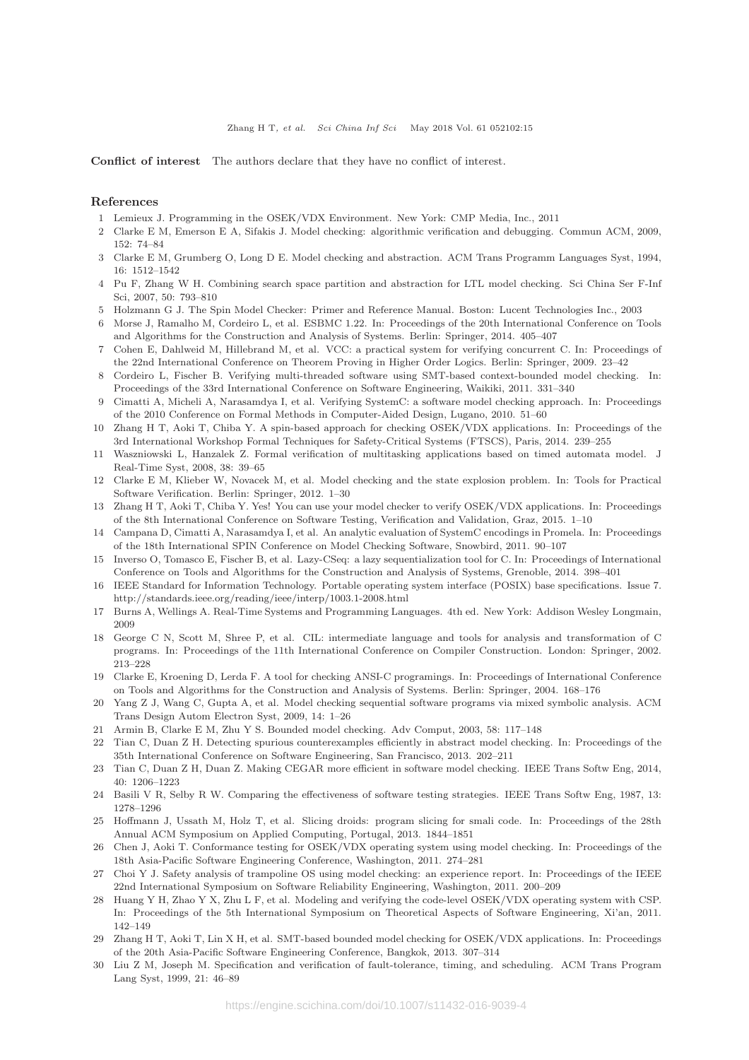**Conflict of interest** The authors declare that they have no conflict of interest.

## References

1 Lemieux J. Programming in the OSEK/VDX Environment. New York: CMP Media, Inc., 2011

2 Clarke E M, Emerson E A, Sifakis J. Model checking: algorithmic verification and debugging. Commun ACM, 2009, 152: 74–84

3 Clarke E M, Grumberg O, Long D E. Model checking and abstraction. ACM Trans Programm Languages Syst, 1994, 16: 1512–1542

4 Pu F, Zhang W H. Combining search space partition and abstraction for LTL model checking. Sci China Ser F-Inf Sci, 2007, 50: 793–810

5 Holzmann G J. The Spin Model Checker: Primer and Reference Manual. Boston: Lucent Technologies Inc., 2003

6 Morse J, Ramalho M, Cordeiro L, et al. ESBMC 1.22. In: Proceedings of the 20th International Conference on Tools and Algorithms for the Construction and Analysis of Systems. Berlin: Springer, 2014. 405–407

7 Cohen E, Dahlweid M, Hillebrand M, et al. VCC: a practical system for verifying concurrent C. In: Proceedings of the 22nd International Conference on Theorem Proving in Higher Order Logics. Berlin: Springer, 2009. 23–42

8 Cordeiro L, Fischer B. Verifying multi-threaded software using SMT-based context-bounded model checking. In: Proceedings of the 33rd International Conference on Software Engineering, Waikiki, 2011. 331–340

9 Cimatti A, Micheli A, Narasamdya I, et al. Verifying SystemC: a software model checking approach. In: Proceedings of the 2010 Conference on Formal Methods in Computer-Aided Design, Lugano, 2010. 51–60

10 Zhang H T, Aoki T, Chiba Y. A spin-based approach for checking OSEK/VDX applications. In: Proceedings of the 3rd International Workshop Formal Techniques for Safety-Critical Systems (FTSCS), Paris, 2014. 239–255

11 Waszniowski L, Hanzalek Z. Formal verification of multitasking applications based on timed automata model. J Real-Time Syst, 2008, 38: 39–65

12 Clarke E M, Klieber W, Novacek M, et al. Model checking and the state explosion problem. In: Tools for Practical Software Verification. Berlin: Springer, 2012. 1–30

13 Zhang H T, Aoki T, Chiba Y. Yes! You can use your model checker to verify OSEK/VDX applications. In: Proceedings of the 8th International Conference on Software Testing, Verification and Validation, Graz, 2015. 1–10

14 Campana D, Cimatti A, Narasamdya I, et al. An analytic evaluation of SystemC encodings in Promela. In: Proceedings of the 18th International SPIN Conference on Model Checking Software, Snowbird, 2011. 90–107

15 Inverso O, Tomasco E, Fischer B, et al. Lazy-CSeq: a lazy sequentialization tool for C. In: Proceedings of International Conference on Tools and Algorithms for the Construction and Analysis of Systems, Grenoble, 2014. 398–401

16 IEEE Standard for Information Technology. Portable operating system interface (POSIX) base specifications. Issue 7. http://standards.ieee.org/reading/ieee/interp/1003.1-2008.html

17 Burns A, Wellings A. Real-Time Systems and Programming Languages. 4th ed. New York: Addison Wesley Longmain, 2009

18 George C N, Scott M, Shree P, et al. CIL: intermediate language and tools for analysis and transformation of C programs. In: Proceedings of the 11th International Conference on Compiler Construction. London: Springer, 2002. 213–228

19 Clarke E, Kroening D, Lerda F. A tool for checking ANSI-C programings. In: Proceedings of International Conference on Tools and Algorithms for the Construction and Analysis of Systems. Berlin: Springer, 2004. 168–176

20 Yang Z J, Wang C, Gupta A, et al. Model checking sequential software programs via mixed symbolic analysis. ACM Trans Design Autom Electron Syst, 2009, 14: 1–26

21 Armin B, Clarke E M, Zhu Y S. Bounded model checking. Adv Comput, 2003, 58: 117–148

22 Tian C, Duan Z H. Detecting spurious counterexamples efficiently in abstract model checking. In: Proceedings of the 35th International Conference on Software Engineering, San Francisco, 2013. 202–211

23 Tian C, Duan Z H, Duan Z. Making CEGAR more efficient in software model checking. IEEE Trans Softw Eng, 2014, 40: 1206–1223

24 Basili V R, Selby R W. Comparing the effectiveness of software testing strategies. IEEE Trans Softw Eng, 1987, 13: 1278–1296

25 Hoffmann J, Ussath M, Holz T, et al. Slicing droids: program slicing for smali code. In: Proceedings of the 28th Annual ACM Symposium on Applied Computing, Portugal, 2013. 1844–1851

26 Chen J, Aoki T. Conformance testing for OSEK/VDX operating system using model checking. In: Proceedings of the 18th Asia-Pacific Software Engineering Conference, Washington, 2011. 274–281

27 Choi Y J. Safety analysis of trampoline OS using model checking: an experience report. In: Proceedings of the IEEE 22nd International Symposium on Software Reliability Engineering, Washington, 2011. 200–209

28 Huang Y H, Zhao Y X, Zhu L F, et al. Modeling and verifying the code-level OSEK/VDX operating system with CSP. In: Proceedings of the 5th International Symposium on Theoretical Aspects of Software Engineering, Xi'an, 2011. 142–149

29 Zhang H T, Aoki T, Lin X H, et al. SMT-based bounded model checking for OSEK/VDX applications. In: Proceedings of the 20th Asia-Pacific Software Engineering Conference, Bangkok, 2013. 307–314

30 Liu Z M, Joseph M. Specification and verification of fault-tolerance, timing, and scheduling. ACM Trans Program Lang Syst, 1999, 21: 46–89